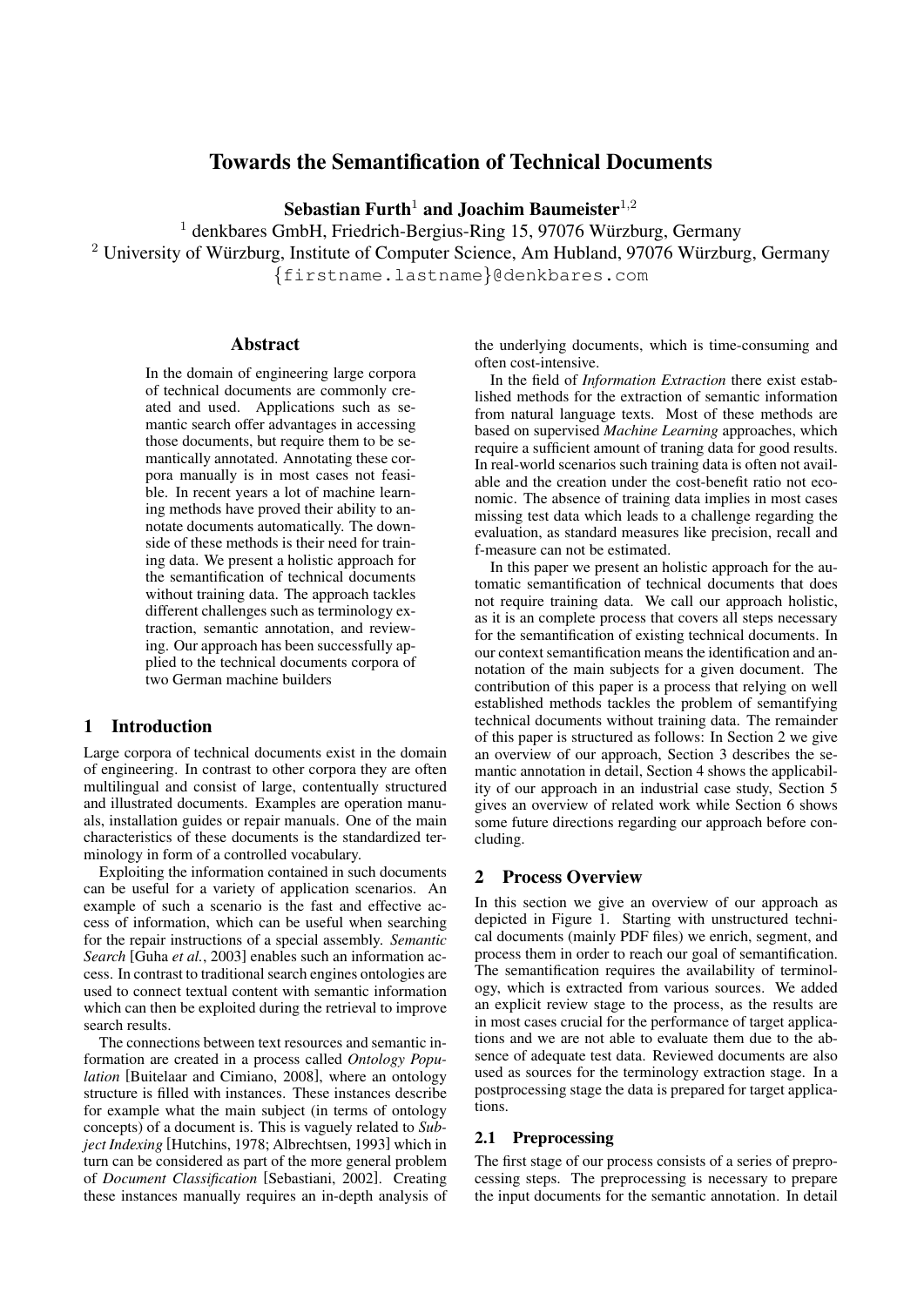# Towards the Semantification of Technical Documents

**Sebastian Furth**[1] **and Joachim Baumeister**[1,2]

[1] denkbares GmbH, Friedrich-Bergius-Ring 15, 97076 Würzburg, Germany
[2] University of Würzburg, Institute of Computer Science, Am Hubland, 97076 Würzburg, Germany
{firstname.lastname}@denkbares.com

## Abstract

In the domain of engineering large corpora of technical documents are commonly created and used. Applications such as semantic search offer advantages in accessing those documents, but require them to be semantically annotated. Annotating these corpora manually is in most cases not feasible. In recent years a lot of machine learning methods have proved their ability to annotate documents automatically. The downside of these methods is their need for training data. We present a holistic approach for the semantification of technical documents without training data. The approach tackles different challenges such as terminology extraction, semantic annotation, and reviewing. Our approach has been successfully applied to the technical documents corpora of two German machine builders

## 1 Introduction

Large corpora of technical documents exist in the domain of engineering. In contrast to other corpora they are often multilingual and consist of large, contentually structured and illustrated documents. Examples are operation manuals, installation guides or repair manuals. One of the main characteristics of these documents is the standardized terminology in form of a controlled vocabulary.

Exploiting the information contained in such documents can be useful for a variety of application scenarios. An example of such a scenario is the fast and effective access of information, which can be useful when searching for the repair instructions of a special assembly. *Semantic Search* [Guha *et al.*, 2003] enables such an information access. In contrast to traditional search engines ontologies are used to connect textual content with semantic information which can then be exploited during the retrieval to improve search results.

The connections between text resources and semantic information are created in a process called *Ontology Population* [Buitelaar and Cimiano, 2008], where an ontology structure is filled with instances. These instances describe for example what the main subject (in terms of ontology concepts) of a document is. This is vaguely related to *Subject Indexing* [Hutchins, 1978; Albrechtsen, 1993] which in turn can be considered as part of the more general problem of *Document Classification* [Sebastiani, 2002]. Creating these instances manually requires an in-depth analysis of the underlying documents, which is time-consuming and often cost-intensive.

In the field of *Information Extraction* there exist established methods for the extraction of semantic information from natural language texts. Most of these methods are based on supervised *Machine Learning* approaches, which require a sufficient amount of traning data for good results. In real-world scenarios such training data is often not available and the creation under the cost-benefit ratio not economic. The absence of training data implies in most cases missing test data which leads to a challenge regarding the evaluation, as standard measures like precision, recall and f-measure can not be estimated.

In this paper we present an holistic approach for the automatic semantification of technical documents that does not require training data. We call our approach holistic, as it is an complete process that covers all steps necessary for the semantification of existing technical documents. In our context semantification means the identification and annotation of the main subjects for a given document. The contribution of this paper is a process that relying on well established methods tackles the problem of semantifying technical documents without training data. The remainder of this paper is structured as follows: In Section 2 we give an overview of our approach, Section 3 describes the semantic annotation in detail, Section 4 shows the applicability of our approach in an industrial case study, Section 5 gives an overview of related work while Section 6 shows some future directions regarding our approach before concluding.

## 2 Process Overview

In this section we give an overview of our approach as depicted in Figure 1. Starting with unstructured technical documents (mainly PDF files) we enrich, segment, and process them in order to reach our goal of semantification. The semantification requires the availability of terminology, which is extracted from various sources. We added an explicit review stage to the process, as the results are in most cases crucial for the performance of target applications and we are not able to evaluate them due to the absence of adequate test data. Reviewed documents are also used as sources for the terminology extraction stage. In a postprocessing stage the data is prepared for target applications.

### 2.1 Preprocessing

The first stage of our process consists of a series of preprocessing steps. The preprocessing is necessary to prepare the input documents for the semantic annotation. In detail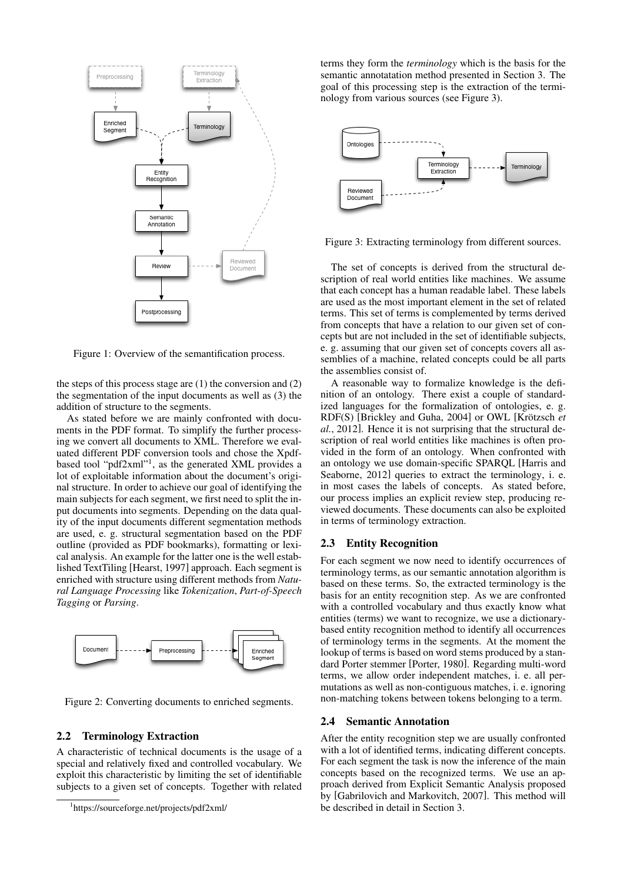Figure 1: Overview of the semantification process.

the steps of this process stage are (1) the conversion and (2) the segmentation of the input documents as well as (3) the addition of structure to the segments.

As stated before we are mainly confronted with documents in the PDF format. To simplify the further processing we convert all documents to XML. Therefore we evaluated different PDF conversion tools and chose the Xpdf-based tool "pdf2xml"[1], as the generated XML provides a lot of exploitable information about the document's original structure. In order to achieve our goal of identifying the main subjects for each segment, we first need to split the input documents into segments. Depending on the data quality of the input documents different segmentation methods are used, e. g. structural segmentation based on the PDF outline (provided as PDF bookmarks), formatting or lexical analysis. An example for the latter one is the well established TextTiling [Hearst, 1997] approach. Each segment is enriched with structure using different methods from *Natural Language Processing* like *Tokenization*, *Part-of-Speech Tagging* or *Parsing*.

Figure 2: Converting documents to enriched segments.

## 2.2 Terminology Extraction

A characteristic of technical documents is the usage of a special and relatively fixed and controlled vocabulary. We exploit this characteristic by limiting the set of identifiable subjects to a given set of concepts. Together with related terms they form the *terminology* which is the basis for the semantic annotatation method presented in Section 3. The goal of this processing step is the extraction of the terminology from various sources (see Figure 3).

Figure 3: Extracting terminology from different sources.

The set of concepts is derived from the structural description of real world entities like machines. We assume that each concept has a human readable label. These labels are used as the most important element in the set of related terms. This set of terms is complemented by terms derived from concepts that have a relation to our given set of concepts but are not included in the set of identifiable subjects, e. g. assuming that our given set of concepts covers all assemblies of a machine, related concepts could be all parts the assemblies consist of.

A reasonable way to formalize knowledge is the definition of an ontology. There exist a couple of standardized languages for the formalization of ontologies, e. g. RDF(S) [Brickley and Guha, 2004] or OWL [Krötzsch *et al.*, 2012]. Hence it is not surprising that the structural description of real world entities like machines is often provided in the form of an ontology. When confronted with an ontology we use domain-specific SPARQL [Harris and Seaborne, 2012] queries to extract the terminology, i. e. in most cases the labels of concepts. As stated before, our process implies an explicit review step, producing reviewed documents. These documents can also be exploited in terms of terminology extraction.

## 2.3 Entity Recognition

For each segment we now need to identify occurrences of terminology terms, as our semantic annotation algorithm is based on these terms. So, the extracted terminology is the basis for an entity recognition step. As we are confronted with a controlled vocabulary and thus exactly know what entities (terms) we want to recognize, we use a dictionary-based entity recognition method to identify all occurrences of terminology terms in the segments. At the moment the lookup of terms is based on word stems produced by a standard Porter stemmer [Porter, 1980]. Regarding multi-word terms, we allow order independent matches, i. e. all permutations as well as non-contiguous matches, i. e. ignoring non-matching tokens between tokens belonging to a term.

## 2.4 Semantic Annotation

After the entity recognition step we are usually confronted with a lot of identified terms, indicating different concepts. For each segment the task is now the inference of the main concepts based on the recognized terms. We use an approach derived from Explicit Semantic Analysis proposed by [Gabrilovich and Markovitch, 2007]. This method will be described in detail in Section 3.

[1] https://sourceforge.net/projects/pdf2xml/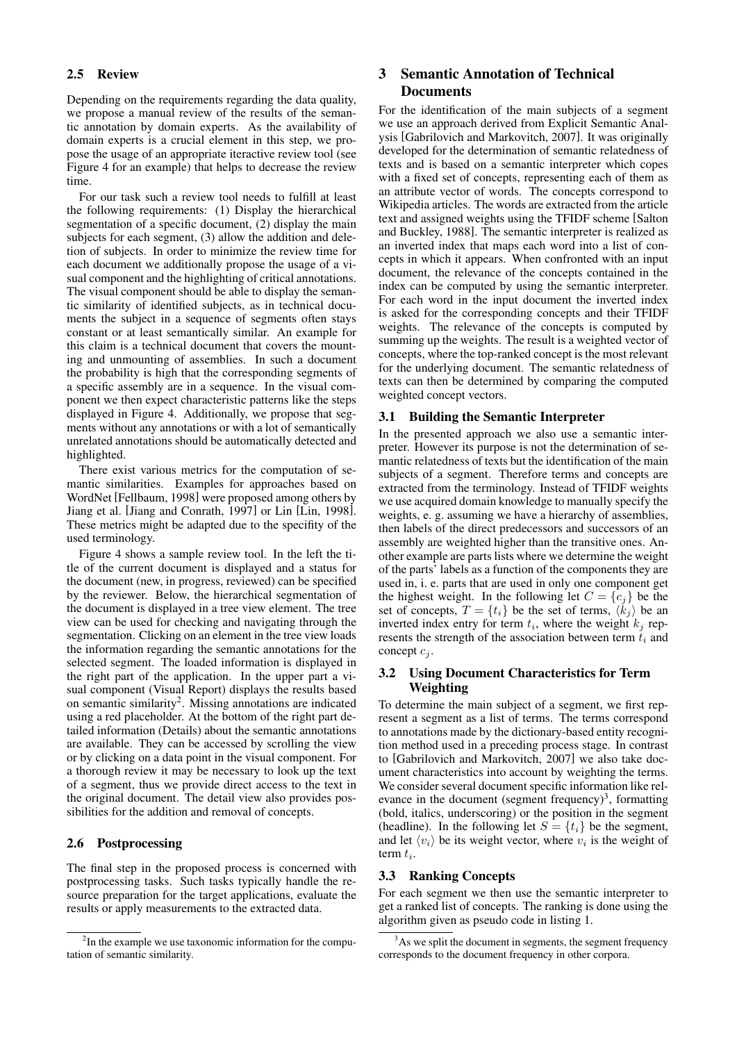### 2.5 Review

Depending on the requirements regarding the data quality, we propose a manual review of the results of the semantic annotation by domain experts. As the availability of domain experts is a crucial element in this step, we propose the usage of an appropriate iteractive review tool (see Figure 4 for an example) that helps to decrease the review time.

For our task such a review tool needs to fulfill at least the following requirements: (1) Display the hierarchical segmentation of a specific document, (2) display the main subjects for each segment, (3) allow the addition and deletion of subjects. In order to minimize the review time for each document we additionally propose the usage of a visual component and the highlighting of critical annotations. The visual component should be able to display the semantic similarity of identified subjects, as in technical documents the subject in a sequence of segments often stays constant or at least semantically similar. An example for this claim is a technical document that covers the mounting and unmounting of assemblies. In such a document the probability is high that the corresponding segments of a specific assembly are in a sequence. In the visual component we then expect characteristic patterns like the steps displayed in Figure 4. Additionally, we propose that segments without any annotations or with a lot of semantically unrelated annotations should be automatically detected and highlighted.

There exist various metrics for the computation of semantic similarities. Examples for approaches based on WordNet [Fellbaum, 1998] were proposed among others by Jiang et al. [Jiang and Conrath, 1997] or Lin [Lin, 1998]. These metrics might be adapted due to the specifity of the used terminology.

Figure 4 shows a sample review tool. In the left the title of the current document is displayed and a status for the document (new, in progress, reviewed) can be specified by the reviewer. Below, the hierarchical segmentation of the document is displayed in a tree view element. The tree view can be used for checking and navigating through the segmentation. Clicking on an element in the tree view loads the information regarding the semantic annotations for the selected segment. The loaded information is displayed in the right part of the application. In the upper part a visual component (Visual Report) displays the results based on semantic similarity[2]. Missing annotations are indicated using a red placeholder. At the bottom of the right part detailed information (Details) about the semantic annotations are available. They can be accessed by scrolling the view or by clicking on a data point in the visual component. For a thorough review it may be necessary to look up the text of a segment, thus we provide direct access to the text in the original document. The detail view also provides possibilities for the addition and removal of concepts.

### 2.6 Postprocessing

The final step in the proposed process is concerned with postprocessing tasks. Such tasks typically handle the resource preparation for the target applications, evaluate the results or apply measurements to the extracted data.

[2] In the example we use taxonomic information for the computation of semantic similarity.

## 3 Semantic Annotation of Technical Documents

For the identification of the main subjects of a segment we use an approach derived from Explicit Semantic Analysis [Gabrilovich and Markovitch, 2007]. It was originally developed for the determination of semantic relatedness of texts and is based on a semantic interpreter which copes with a fixed set of concepts, representing each of them as an attribute vector of words. The concepts correspond to Wikipedia articles. The words are extracted from the article text and assigned weights using the TFIDF scheme [Salton and Buckley, 1988]. The semantic interpreter is realized as an inverted index that maps each word into a list of concepts in which it appears. When confronted with an input document, the relevance of the concepts contained in the index can be computed by using the semantic interpreter. For each word in the input document the inverted index is asked for the corresponding concepts and their TFIDF weights. The relevance of the concepts is computed by summing up the weights. The result is a weighted vector of concepts, where the top-ranked concept is the most relevant for the underlying document. The semantic relatedness of texts can then be determined by comparing the computed weighted concept vectors.

### 3.1 Building the Semantic Interpreter

In the presented approach we also use a semantic interpreter. However its purpose is not the determination of semantic relatedness of texts but the identification of the main subjects of a segment. Therefore terms and concepts are extracted from the terminology. Instead of TFIDF weights we use acquired domain knowledge to manually specify the weights, e. g. assuming we have a hierarchy of assemblies, then labels of the direct predecessors and successors of an assembly are weighted higher than the transitive ones. Another example are parts lists where we determine the weight of the parts' labels as a function of the components they are used in, i. e. parts that are used in only one component get the highest weight. In the following let $C = \{c_j\}$ be the set of concepts, $T = \{t_i\}$ be the set of terms, $\langle k_j \rangle$ be an inverted index entry for term $t_i$, where the weight $k_j$ represents the strength of the association between term $t_i$ and concept $c_j$.

### 3.2 Using Document Characteristics for Term Weighting

To determine the main subject of a segment, we first represent a segment as a list of terms. The terms correspond to annotations made by the dictionary-based entity recognition method used in a preceding process stage. In contrast to [Gabrilovich and Markovitch, 2007] we also take document characteristics into account by weighting the terms. We consider several document specific information like relevance in the document (segment frequency)[3], formatting (bold, italics, underscoring) or the position in the segment (headline). In the following let $S = \{t_i\}$ be the segment, and let $\langle v_i \rangle$ be its weight vector, where $v_i$ is the weight of term $t_i$.

### 3.3 Ranking Concepts

For each segment we then use the semantic interpreter to get a ranked list of concepts. The ranking is done using the algorithm given as pseudo code in listing 1.

[3] As we split the document in segments, the segment frequency corresponds to the document frequency in other corpora.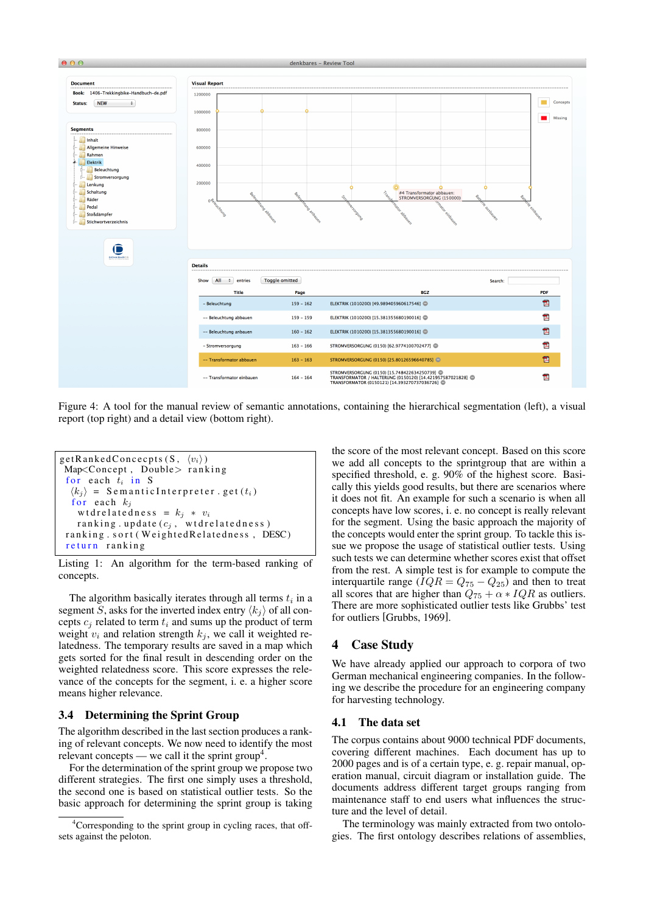Figure 4: A tool for the manual review of semantic annotations, containing the hierarchical segmentation (left), a visual report (top right) and a detail view (bottom right).

```
getRankedConcecpts(S, ⟨v_i⟩)
 Map<Concept, Double> ranking
 for each t_i in S
  ⟨k_j⟩ = SemanticInterpreter.get(t_i)
  for each k_j
   wtdrelatedness = k_j * v_i
   ranking.update(c_j, wtdrelatedness)
 ranking.sort(WeightedRelatedness, DESC)
 return ranking
```

Listing 1: An algorithm for the term-based ranking of concepts.

The algorithm basically iterates through all terms $t_i$ in a segment $S$, asks for the inverted index entry $\langle k_j \rangle$ of all concepts $c_j$ related to term $t_i$ and sums up the product of term weight $v_i$ and relation strength $k_j$, we call it weighted relatedness. The temporary results are saved in a map which gets sorted for the final result in descending order on the weighted relatedness score. This score expresses the relevance of the concepts for the segment, i. e. a higher score means higher relevance.

### 3.4 Determining the Sprint Group

The algorithm described in the last section produces a ranking of relevant concepts. We now need to identify the most relevant concepts — we call it the sprint group[4].

For the determination of the sprint group we propose two different strategies. The first one simply uses a threshold, the second one is based on statistical outlier tests. So the basic approach for determining the sprint group is taking the score of the most relevant concept. Based on this score we add all concepts to the sprintgroup that are within a specified threshold, e. g. 90% of the highest score. Basically this yields good results, but there are scenarios where it does not fit. An example for such a scenario is when all concepts have low scores, i. e. no concept is really relevant for the segment. Using the basic approach the majority of the concepts would enter the sprint group. To tackle this issue we propose the usage of statistical outlier tests. Using such tests we can determine whether scores exist that offset from the rest. A simple test is for example to compute the interquartile range ($IQR = Q_{75} - Q_{25}$) and then to treat all scores that are higher than $Q_{75} + \alpha * IQR$ as outliers. There are more sophisticated outlier tests like Grubbs' test for outliers [Grubbs, 1969].

[4]Corresponding to the sprint group in cycling races, that offsets against the peloton.

## 4 Case Study

We have already applied our approach to corpora of two German mechanical engineering companies. In the following we describe the procedure for an engineering company for harvesting technology.

### 4.1 The data set

The corpus contains about 9000 technical PDF documents, covering different machines. Each document has up to 2000 pages and is of a certain type, e. g. repair manual, operation manual, circuit diagram or installation guide. The documents address different target groups ranging from maintenance staff to end users what influences the structure and the level of detail.

The terminology was mainly extracted from two ontologies. The first ontology describes relations of assemblies,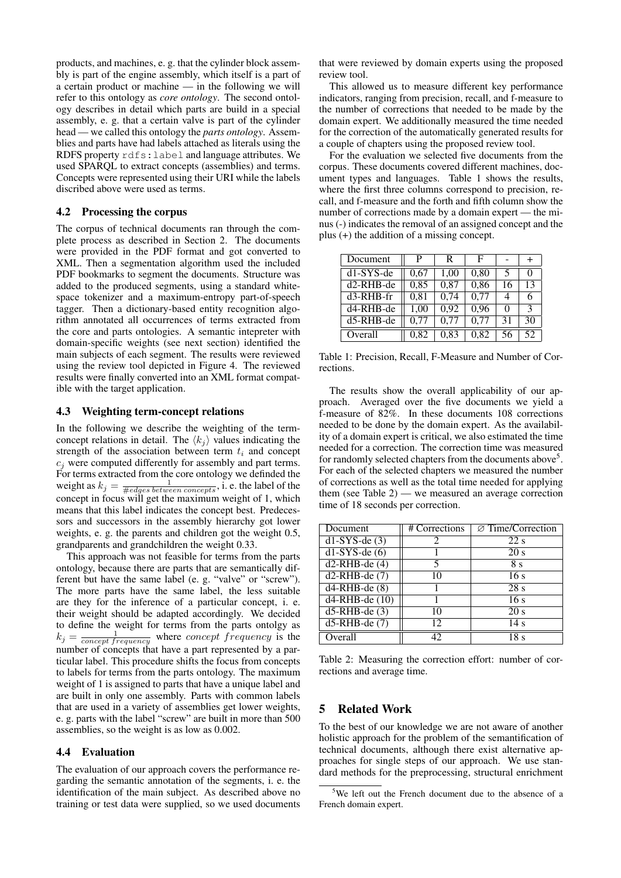products, and machines, e. g. that the cylinder block assembly is part of the engine assembly, which itself is a part of a certain product or machine — in the following we will refer to this ontology as *core ontology*. The second ontology describes in detail which parts are build in a special assembly, e. g. that a certain valve is part of the cylinder head — we called this ontology the *parts ontology*. Assemblies and parts have had labels attached as literals using the RDFS property `rdfs:label` and language attributes. We used SPARQL to extract concepts (assemblies) and terms. Concepts were represented using their URI while the labels discribed above were used as terms.

### 4.2 Processing the corpus

The corpus of technical documents ran through the complete process as described in Section 2. The documents were provided in the PDF format and got converted to XML. Then a segmentation algorithm used the included PDF bookmarks to segment the documents. Structure was added to the produced segments, using a standard whitespace tokenizer and a maximum-entropy part-of-speech tagger. Then a dictionary-based entity recognition algorithm annotated all occurrences of terms extracted from the core and parts ontologies. A semantic intepreter with domain-specific weights (see next section) identified the main subjects of each segment. The results were reviewed using the review tool depicted in Figure 4. The reviewed results were finally converted into an XML format compatible with the target application.

### 4.3 Weighting term-concept relations

In the following we describe the weighting of the term-concept relations in detail. The $\langle k_j \rangle$ values indicating the strength of the association between term $t_i$ and concept $c_j$ were computed differently for assembly and part terms. For terms extracted from the core ontology we definded the weight as $k_j = \frac{1}{\#edges\ between\ concepts}$, i. e. the label of the concept in focus will get the maximum weight of 1, which means that this label indicates the concept best. Predecessors and successors in the assembly hierarchy got lower weights, e. g. the parents and children got the weight 0.5, grandparents and grandchildren the weight 0.33.

This approach was not feasible for terms from the parts ontology, because there are parts that are semantically different but have the same label (e. g. "valve" or "screw"). The more parts have the same label, the less suitable are they for the inference of a particular concept, i. e. their weight should be adapted accordingly. We decided to define the weight for terms from the parts ontolgy as $k_j = \frac{1}{concept\ frequency}$ where $concept\ frequency$ is the number of concepts that have a part represented by a particular label. This procedure shifts the focus from concepts to labels for terms from the parts ontology. The maximum weight of 1 is assigned to parts that have a unique label and are built in only one assembly. Parts with common labels that are used in a variety of assemblies get lower weights, e. g. parts with the label "screw" are built in more than 500 assemblies, so the weight is as low as 0.002.

### 4.4 Evaluation

The evaluation of our approach covers the performance regarding the semantic annotation of the segments, i. e. the identification of the main subject. As described above no training or test data were supplied, so we used documents that were reviewed by domain experts using the proposed review tool.

This allowed us to measure different key performance indicators, ranging from precision, recall, and f-measure to the number of corrections that needed to be made by the domain expert. We additionally measured the time needed for the correction of the automatically generated results for a couple of chapters using the proposed review tool.

For the evaluation we selected five documents from the corpus. These documents covered different machines, document types and languages. Table 1 shows the results, where the first three columns correspond to precision, recall, and f-measure and the forth and fifth column show the number of corrections made by a domain expert — the minus (-) indicates the removal of an assigned concept and the plus (+) the addition of a missing concept.

| Document | P | R | F | - | + |
|---|---|---|---|---|---|
| d1-SYS-de | 0,67 | 1,00 | 0,80 | 5 | 0 |
| d2-RHB-de | 0,85 | 0,87 | 0,86 | 16 | 13 |
| d3-RHB-fr | 0,81 | 0,74 | 0,77 | 4 | 6 |
| d4-RHB-de | 1,00 | 0,92 | 0,96 | 0 | 3 |
| d5-RHB-de | 0,77 | 0,77 | 0,77 | 31 | 30 |
| Overall | 0,82 | 0,83 | 0,82 | 56 | 52 |

Table 1: Precision, Recall, F-Measure and Number of Corrections.

The results show the overall applicability of our approach. Averaged over the five documents we yield a f-measure of 82%. In these documents 108 corrections needed to be done by the domain expert. As the availability of a domain expert is critical, we also estimated the time needed for a correction. The correction time was measured for randomly selected chapters from the documents above[5]. For each of the selected chapters we measured the number of corrections as well as the total time needed for applying them (see Table 2) — we measured an average correction time of 18 seconds per correction.

| Document | # Corrections | ∅ Time/Correction |
|---|---|---|
| d1-SYS-de (3) | 2 | 22 s |
| d1-SYS-de (6) | 1 | 20 s |
| d2-RHB-de (4) | 5 | 8 s |
| d2-RHB-de (7) | 10 | 16 s |
| d4-RHB-de (8) | 1 | 28 s |
| d4-RHB-de (10) | 1 | 16 s |
| d5-RHB-de (3) | 10 | 20 s |
| d5-RHB-de (7) | 12 | 14 s |
| Overall | 42 | 18 s |

Table 2: Measuring the correction effort: number of corrections and average time.

## 5 Related Work

To the best of our knowledge we are not aware of another holistic approach for the problem of the semantification of technical documents, although there exist alternative approaches for single steps of our approach. We use standard methods for the preprocessing, structural enrichment

[5]We left out the French document due to the absence of a French domain expert.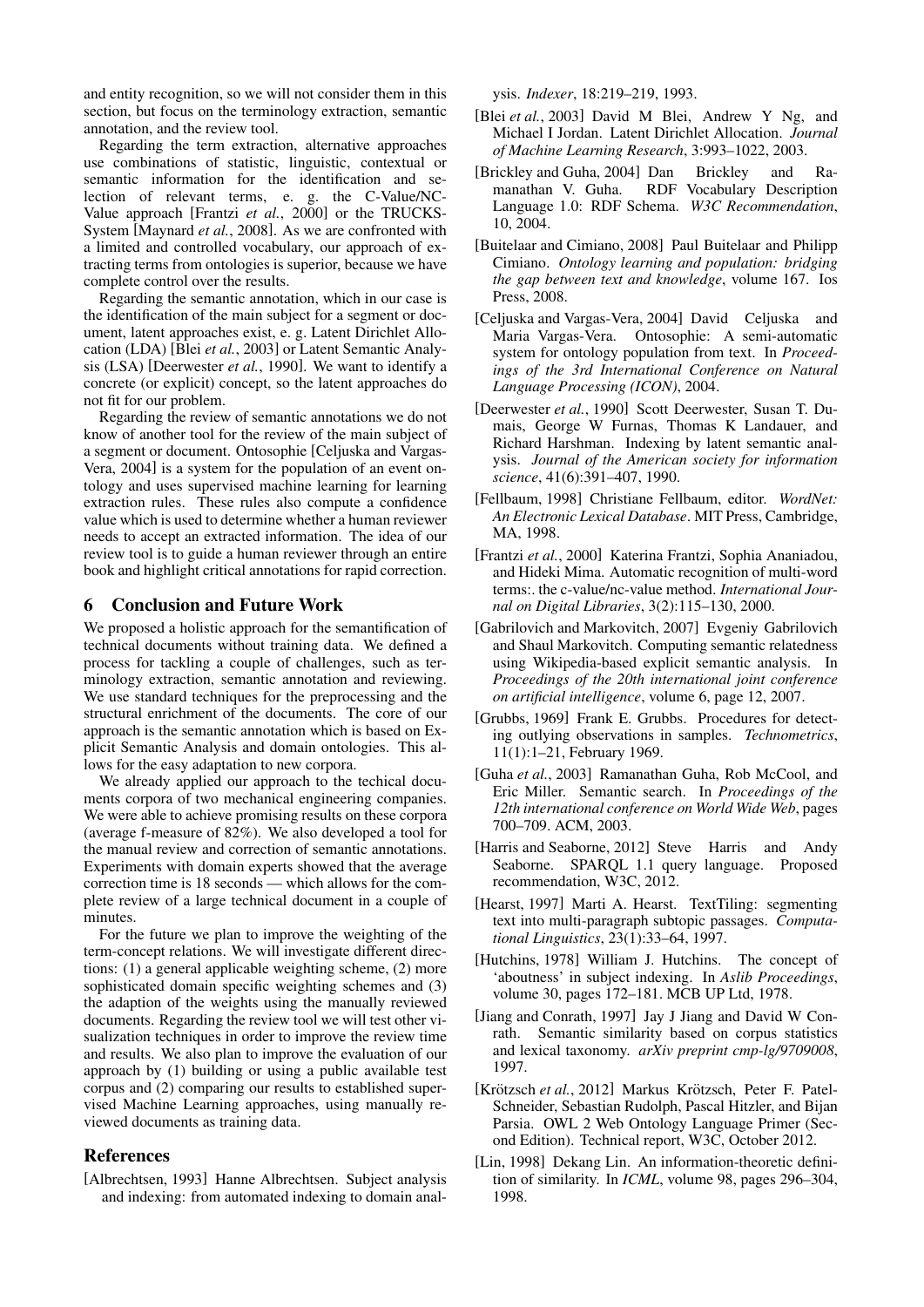and entity recognition, so we will not consider them in this section, but focus on the terminology extraction, semantic annotation, and the review tool.

Regarding the term extraction, alternative approaches use combinations of statistic, linguistic, contextual or semantic information for the identification and selection of relevant terms, e. g. the C-Value/NC-Value approach [Frantzi *et al.*, 2000] or the TRUCKS-System [Maynard *et al.*, 2008]. As we are confronted with a limited and controlled vocabulary, our approach of extracting terms from ontologies is superior, because we have complete control over the results.

Regarding the semantic annotation, which in our case is the identification of the main subject for a segment or document, latent approaches exist, e. g. Latent Dirichlet Allocation (LDA) [Blei *et al.*, 2003] or Latent Semantic Analysis (LSA) [Deerwester *et al.*, 1990]. We want to identify a concrete (or explicit) concept, so the latent approaches do not fit for our problem.

Regarding the review of semantic annotations we do not know of another tool for the review of the main subject of a segment or document. Ontosophie [Celjuska and Vargas-Vera, 2004] is a system for the population of an event ontology and uses supervised machine learning for learning extraction rules. These rules also compute a confidence value which is used to determine whether a human reviewer needs to accept an extracted information. The idea of our review tool is to guide a human reviewer through an entire book and highlight critical annotations for rapid correction.

## 6 Conclusion and Future Work

We proposed a holistic approach for the semantification of technical documents without training data. We defined a process for tackling a couple of challenges, such as terminology extraction, semantic annotation and reviewing. We use standard techniques for the preprocessing and the structural enrichment of the documents. The core of our approach is the semantic annotation which is based on Explicit Semantic Analysis and domain ontologies. This allows for the easy adaptation to new corpora.

We already applied our approach to the techical documents corpora of two mechanical engineering companies. We were able to achieve promising results on these corpora (average f-measure of 82%). We also developed a tool for the manual review and correction of semantic annotations. Experiments with domain experts showed that the average correction time is 18 seconds — which allows for the complete review of a large technical document in a couple of minutes.

For the future we plan to improve the weighting of the term-concept relations. We will investigate different directions: (1) a general applicable weighting scheme, (2) more sophisticated domain specific weighting schemes and (3) the adaption of the weights using the manually reviewed documents. Regarding the review tool we will test other visualization techniques in order to improve the review time and results. We also plan to improve the evaluation of our approach by (1) building or using a public available test corpus and (2) comparing our results to established supervised Machine Learning approaches, using manually reviewed documents as training data.

## References

[Albrechtsen, 1993] Hanne Albrechtsen. Subject analysis and indexing: from automated indexing to domain analysis. *Indexer*, 18:219–219, 1993.

[Blei *et al.*, 2003] David M Blei, Andrew Y Ng, and Michael I Jordan. Latent Dirichlet Allocation. *Journal of Machine Learning Research*, 3:993–1022, 2003.

[Brickley and Guha, 2004] Dan Brickley and Ramanathan V. Guha. RDF Vocabulary Description Language 1.0: RDF Schema. *W3C Recommendation*, 10, 2004.

[Buitelaar and Cimiano, 2008] Paul Buitelaar and Philipp Cimiano. *Ontology learning and population: bridging the gap between text and knowledge*, volume 167. Ios Press, 2008.

[Celjuska and Vargas-Vera, 2004] David Celjuska and Maria Vargas-Vera. Ontosophie: A semi-automatic system for ontology population from text. In *Proceedings of the 3rd International Conference on Natural Language Processing (ICON)*, 2004.

[Deerwester *et al.*, 1990] Scott Deerwester, Susan T. Dumais, George W Furnas, Thomas K Landauer, and Richard Harshman. Indexing by latent semantic analysis. *Journal of the American society for information science*, 41(6):391–407, 1990.

[Fellbaum, 1998] Christiane Fellbaum, editor. *WordNet: An Electronic Lexical Database*. MIT Press, Cambridge, MA, 1998.

[Frantzi *et al.*, 2000] Katerina Frantzi, Sophia Ananiadou, and Hideki Mima. Automatic recognition of multi-word terms:. the c-value/nc-value method. *International Journal on Digital Libraries*, 3(2):115–130, 2000.

[Gabrilovich and Markovitch, 2007] Evgeniy Gabrilovich and Shaul Markovitch. Computing semantic relatedness using Wikipedia-based explicit semantic analysis. In *Proceedings of the 20th international joint conference on artificial intelligence*, volume 6, page 12, 2007.

[Grubbs, 1969] Frank E. Grubbs. Procedures for detecting outlying observations in samples. *Technometrics*, 11(1):1–21, February 1969.

[Guha *et al.*, 2003] Ramanathan Guha, Rob McCool, and Eric Miller. Semantic search. In *Proceedings of the 12th international conference on World Wide Web*, pages 700–709. ACM, 2003.

[Harris and Seaborne, 2012] Steve Harris and Andy Seaborne. SPARQL 1.1 query language. Proposed recommendation, W3C, 2012.

[Hearst, 1997] Marti A. Hearst. TextTiling: segmenting text into multi-paragraph subtopic passages. *Computational Linguistics*, 23(1):33–64, 1997.

[Hutchins, 1978] William J. Hutchins. The concept of 'aboutness' in subject indexing. In *Aslib Proceedings*, volume 30, pages 172–181. MCB UP Ltd, 1978.

[Jiang and Conrath, 1997] Jay J Jiang and David W Conrath. Semantic similarity based on corpus statistics and lexical taxonomy. *arXiv preprint cmp-lg/9709008*, 1997.

[Krötzsch *et al.*, 2012] Markus Krötzsch, Peter F. Patel-Schneider, Sebastian Rudolph, Pascal Hitzler, and Bijan Parsia. OWL 2 Web Ontology Language Primer (Second Edition). Technical report, W3C, October 2012.

[Lin, 1998] Dekang Lin. An information-theoretic definition of similarity. In *ICML*, volume 98, pages 296–304, 1998.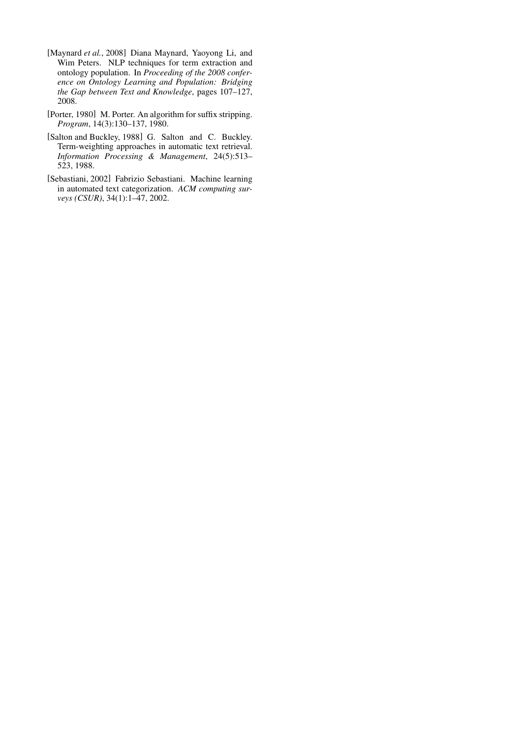[Maynard *et al.*, 2008] Diana Maynard, Yaoyong Li, and Wim Peters. NLP techniques for term extraction and ontology population. In *Proceeding of the 2008 conference on Ontology Learning and Population: Bridging the Gap between Text and Knowledge*, pages 107–127, 2008.

[Porter, 1980] M. Porter. An algorithm for suffix stripping. *Program*, 14(3):130–137, 1980.

[Salton and Buckley, 1988] G. Salton and C. Buckley. Term-weighting approaches in automatic text retrieval. *Information Processing & Management*, 24(5):513–523, 1988.

[Sebastiani, 2002] Fabrizio Sebastiani. Machine learning in automated text categorization. *ACM computing surveys (CSUR)*, 34(1):1–47, 2002.